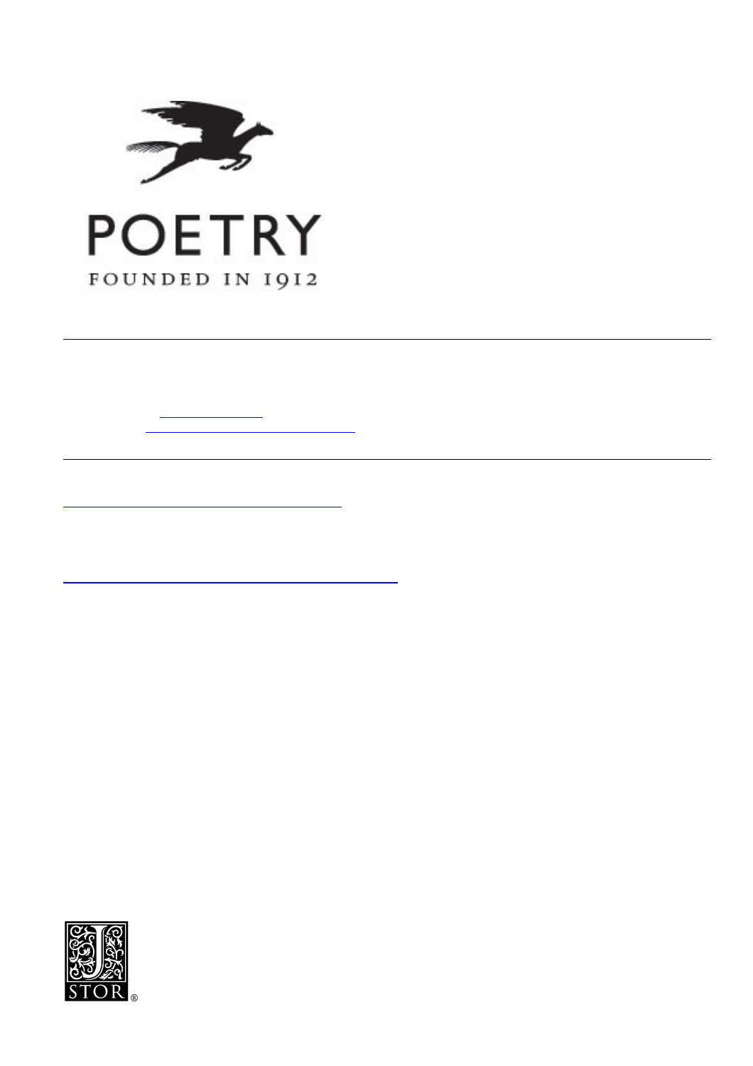POETRY

FOUNDED IN 1912

JSTOR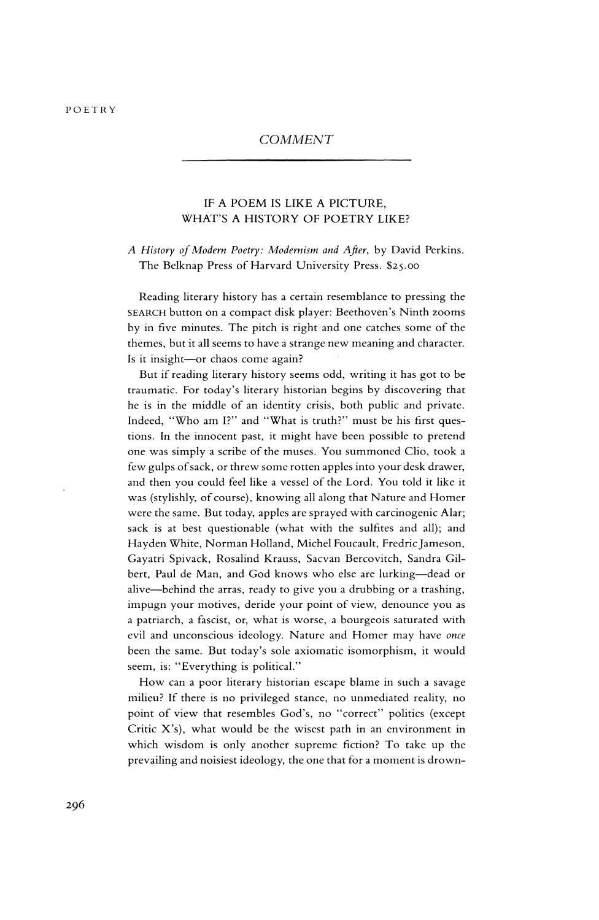## COMMENT

### IF A POEM IS LIKE A PICTURE, WHAT'S A HISTORY OF POETRY LIKE?

*A History of Modern Poetry: Modernism and After*, by David Perkins. The Belknap Press of Harvard University Press. $25.00

Reading literary history has a certain resemblance to pressing the SEARCH button on a compact disk player: Beethoven's Ninth zooms by in five minutes. The pitch is right and one catches some of the themes, but it all seems to have a strange new meaning and character. Is it insight—or chaos come again?

But if reading literary history seems odd, writing it has got to be traumatic. For today's literary historian begins by discovering that he is in the middle of an identity crisis, both public and private. Indeed, "Who am I?" and "What is truth?" must be his first questions. In the innocent past, it might have been possible to pretend one was simply a scribe of the muses. You summoned Clio, took a few gulps of sack, or threw some rotten apples into your desk drawer, and then you could feel like a vessel of the Lord. You told it like it was (stylishly, of course), knowing all along that Nature and Homer were the same. But today, apples are sprayed with carcinogenic Alar; sack is at best questionable (what with the sulfites and all); and Hayden White, Norman Holland, Michel Foucault, Fredric Jameson, Gayatri Spivack, Rosalind Krauss, Sacvan Bercovitch, Sandra Gilbert, Paul de Man, and God knows who else are lurking—dead or alive—behind the arras, ready to give you a drubbing or a trashing, impugn your motives, deride your point of view, denounce you as a patriarch, a fascist, or, what is worse, a bourgeois saturated with evil and unconscious ideology. Nature and Homer may have *once* been the same. But today's sole axiomatic isomorphism, it would seem, is: "Everything is political."

How can a poor literary historian escape blame in such a savage milieu? If there is no privileged stance, no unmediated reality, no point of view that resembles God's, no "correct" politics (except Critic X's), what would be the wisest path in an environment in which wisdom is only another supreme fiction? To take up the prevailing and noisiest ideology, the one that for a moment is drown-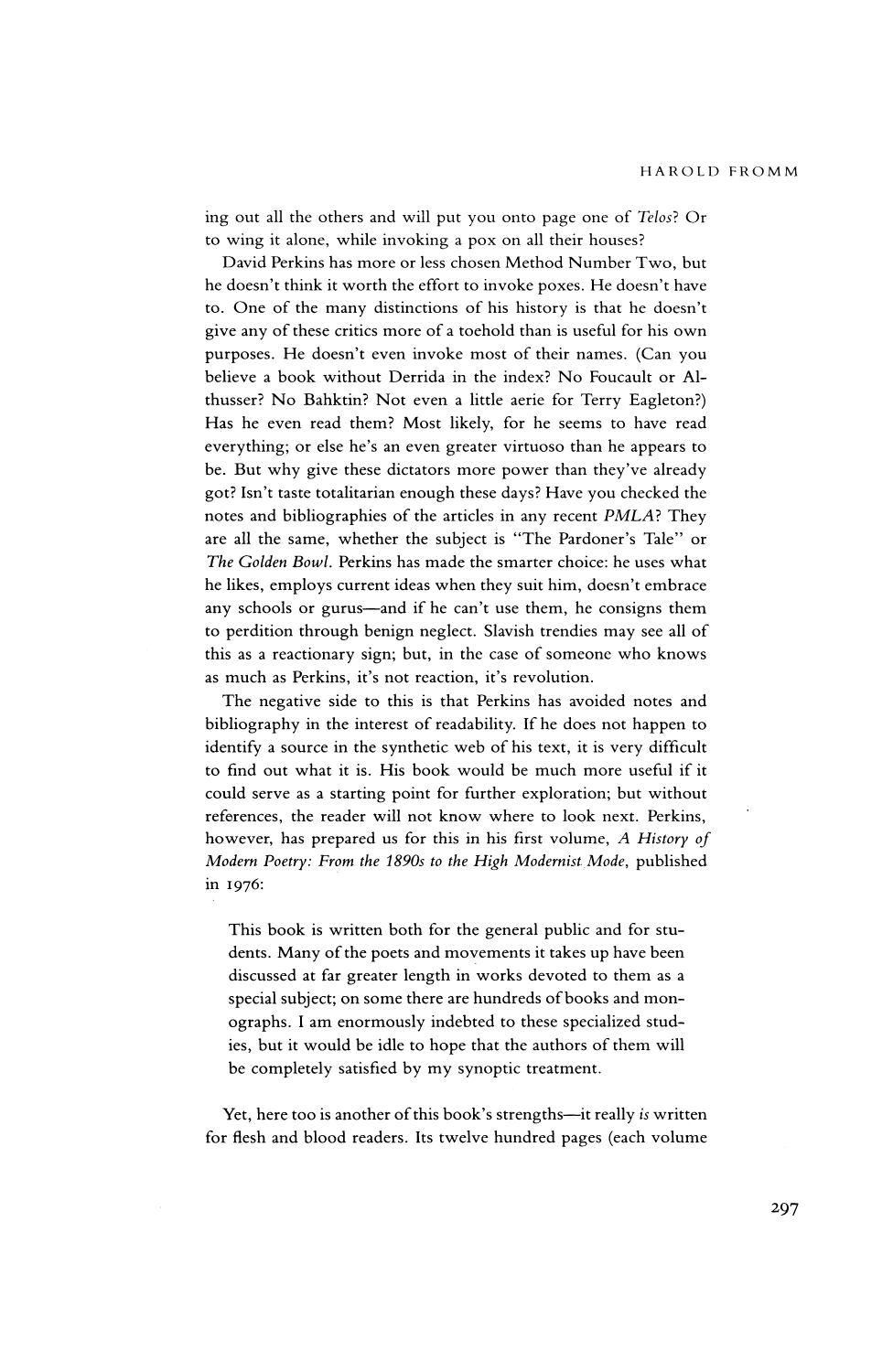ing out all the others and will put you onto page one of *Telos*? Or to wing it alone, while invoking a pox on all their houses?

David Perkins has more or less chosen Method Number Two, but he doesn't think it worth the effort to invoke poxes. He doesn't have to. One of the many distinctions of his history is that he doesn't give any of these critics more of a toehold than is useful for his own purposes. He doesn't even invoke most of their names. (Can you believe a book without Derrida in the index? No Foucault or Althusser? No Bahktin? Not even a little aerie for Terry Eagleton?) Has he even read them? Most likely, for he seems to have read everything; or else he's an even greater virtuoso than he appears to be. But why give these dictators more power than they've already got? Isn't taste totalitarian enough these days? Have you checked the notes and bibliographies of the articles in any recent *PMLA*? They are all the same, whether the subject is "The Pardoner's Tale" or *The Golden Bowl*. Perkins has made the smarter choice: he uses what he likes, employs current ideas when they suit him, doesn't embrace any schools or gurus—and if he can't use them, he consigns them to perdition through benign neglect. Slavish trendies may see all of this as a reactionary sign; but, in the case of someone who knows as much as Perkins, it's not reaction, it's revolution.

The negative side to this is that Perkins has avoided notes and bibliography in the interest of readability. If he does not happen to identify a source in the synthetic web of his text, it is very difficult to find out what it is. His book would be much more useful if it could serve as a starting point for further exploration; but without references, the reader will not know where to look next. Perkins, however, has prepared us for this in his first volume, *A History of Modern Poetry: From the 1890s to the High Modernist Mode*, published in 1976:

> This book is written both for the general public and for students. Many of the poets and movements it takes up have been discussed at far greater length in works devoted to them as a special subject; on some there are hundreds of books and monographs. I am enormously indebted to these specialized studies, but it would be idle to hope that the authors of them will be completely satisfied by my synoptic treatment.

Yet, here too is another of this book's strengths—it really *is* written for flesh and blood readers. Its twelve hundred pages (each volume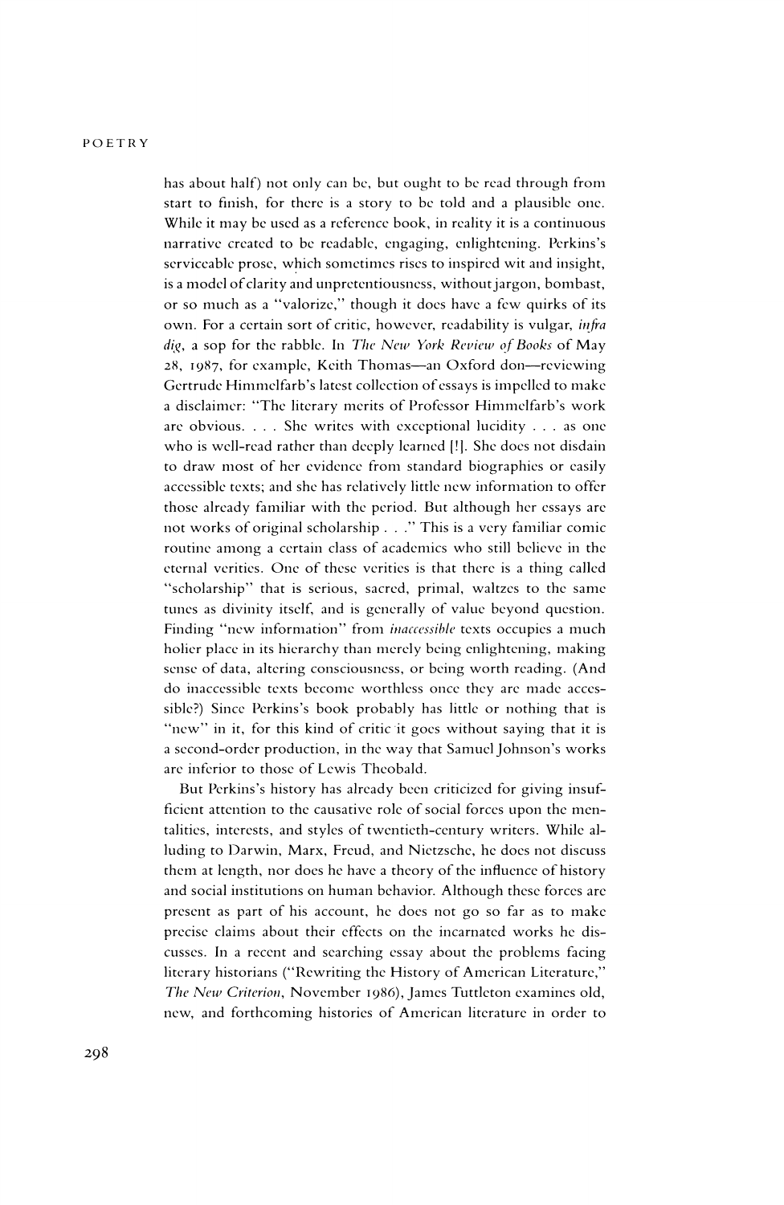has about half) not only can be, but ought to be read through from start to finish, for there is a story to be told and a plausible one. While it may be used as a reference book, in reality it is a continuous narrative created to be readable, engaging, enlightening. Perkins's serviceable prose, which sometimes rises to inspired wit and insight, is a model of clarity and unpretentiousness, without jargon, bombast, or so much as a "valorize," though it does have a few quirks of its own. For a certain sort of critic, however, readability is vulgar, *infra dig*, a sop for the rabble. In *The New York Review of Books* of May 28, 1987, for example, Keith Thomas—an Oxford don—reviewing Gertrude Himmelfarb's latest collection of essays is impelled to make a disclaimer: "The literary merits of Professor Himmelfarb's work are obvious. . . . She writes with exceptional lucidity . . . as one who is well-read rather than deeply learned [!]. She does not disdain to draw most of her evidence from standard biographies or easily accessible texts; and she has relatively little new information to offer those already familiar with the period. But although her essays are not works of original scholarship . . ." This is a very familiar comic routine among a certain class of academics who still believe in the eternal verities. One of these verities is that there is a thing called "scholarship" that is serious, sacred, primal, waltzes to the same tunes as divinity itself, and is generally of value beyond question. Finding "new information" from *inaccessible* texts occupies a much holier place in its hierarchy than merely being enlightening, making sense of data, altering consciousness, or being worth reading. (And do inaccessible texts become worthless once they are made accessible?) Since Perkins's book probably has little or nothing that is "new" in it, for this kind of critic it goes without saying that it is a second-order production, in the way that Samuel Johnson's works are inferior to those of Lewis Theobald.

But Perkins's history has already been criticized for giving insufficient attention to the causative role of social forces upon the mentalities, interests, and styles of twentieth-century writers. While alluding to Darwin, Marx, Freud, and Nietzsche, he does not discuss them at length, nor does he have a theory of the influence of history and social institutions on human behavior. Although these forces are present as part of his account, he does not go so far as to make precise claims about their effects on the incarnated works he discusses. In a recent and searching essay about the problems facing literary historians ("Rewriting the History of American Literature," *The New Criterion*, November 1986), James Tuttleton examines old, new, and forthcoming histories of American literature in order to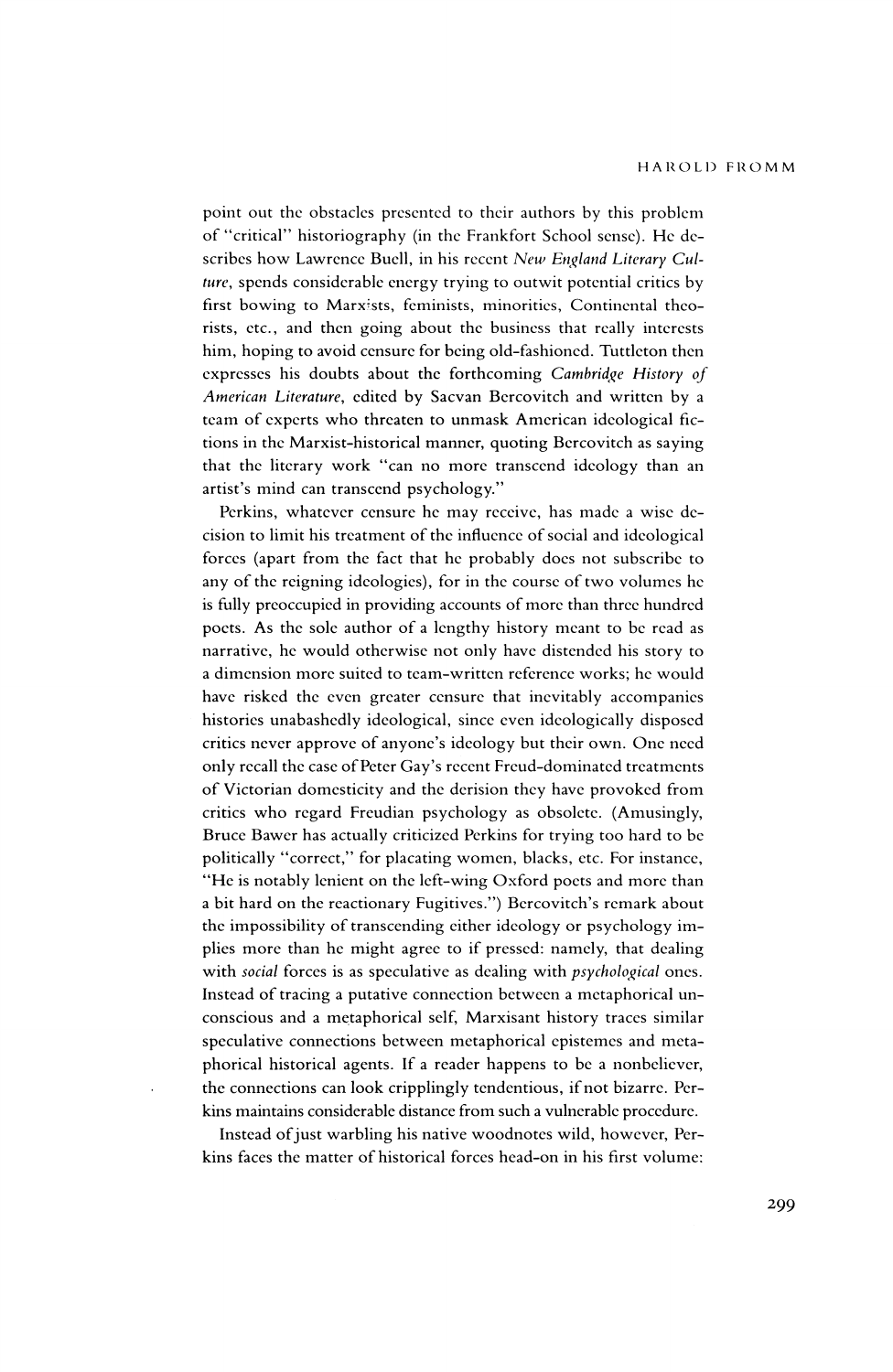point out the obstacles presented to their authors by this problem of "critical" historiography (in the Frankfort School sense). He describes how Lawrence Buell, in his recent *New England Literary Culture*, spends considerable energy trying to outwit potential critics by first bowing to Marxists, feminists, minorities, Continental theorists, etc., and then going about the business that really interests him, hoping to avoid censure for being old-fashioned. Tuttleton then expresses his doubts about the forthcoming *Cambridge History of American Literature*, edited by Sacvan Bercovitch and written by a team of experts who threaten to unmask American ideological fictions in the Marxist-historical manner, quoting Bercovitch as saying that the literary work "can no more transcend ideology than an artist's mind can transcend psychology."

Perkins, whatever censure he may receive, has made a wise decision to limit his treatment of the influence of social and ideological forces (apart from the fact that he probably does not subscribe to any of the reigning ideologies), for in the course of two volumes he is fully preoccupied in providing accounts of more than three hundred poets. As the sole author of a lengthy history meant to be read as narrative, he would otherwise not only have distended his story to a dimension more suited to team-written reference works; he would have risked the even greater censure that inevitably accompanies histories unabashedly ideological, since even ideologically disposed critics never approve of anyone's ideology but their own. One need only recall the case of Peter Gay's recent Freud-dominated treatments of Victorian domesticity and the derision they have provoked from critics who regard Freudian psychology as obsolete. (Amusingly, Bruce Bawer has actually criticized Perkins for trying too hard to be politically "correct," for placating women, blacks, etc. For instance, "He is notably lenient on the left-wing Oxford poets and more than a bit hard on the reactionary Fugitives.") Bercovitch's remark about the impossibility of transcending either ideology or psychology implies more than he might agree to if pressed: namely, that dealing with *social* forces is as speculative as dealing with *psychological* ones. Instead of tracing a putative connection between a metaphorical unconscious and a metaphorical self, Marxisant history traces similar speculative connections between metaphorical epistemes and metaphorical historical agents. If a reader happens to be a nonbeliever, the connections can look cripplingly tendentious, if not bizarre. Perkins maintains considerable distance from such a vulnerable procedure.

Instead of just warbling his native woodnotes wild, however, Perkins faces the matter of historical forces head-on in his first volume: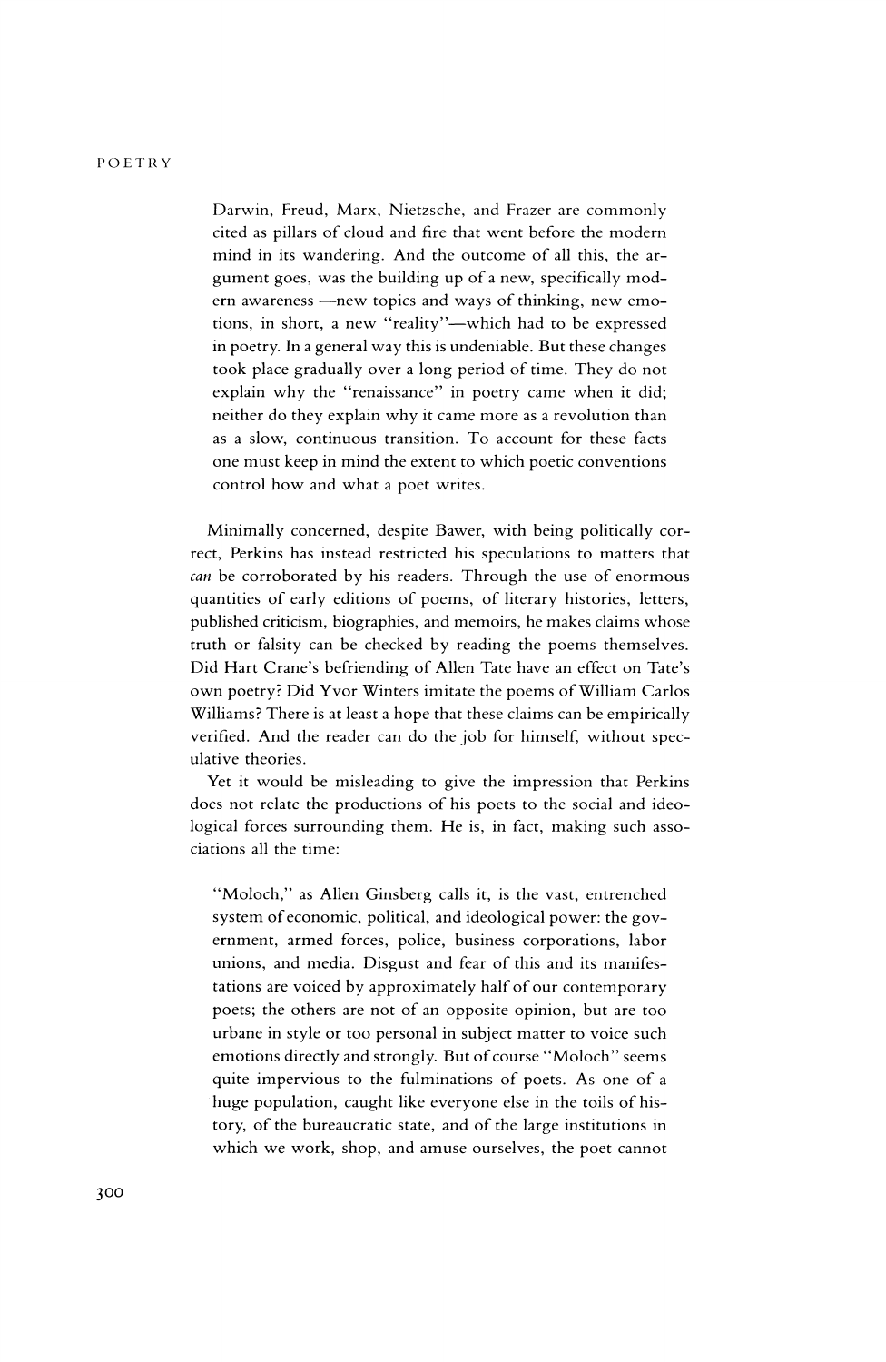> Darwin, Freud, Marx, Nietzsche, and Frazer are commonly cited as pillars of cloud and fire that went before the modern mind in its wandering. And the outcome of all this, the argument goes, was the building up of a new, specifically modern awareness —new topics and ways of thinking, new emotions, in short, a new "reality"—which had to be expressed in poetry. In a general way this is undeniable. But these changes took place gradually over a long period of time. They do not explain why the "renaissance" in poetry came when it did; neither do they explain why it came more as a revolution than as a slow, continuous transition. To account for these facts one must keep in mind the extent to which poetic conventions control how and what a poet writes.

Minimally concerned, despite Bawer, with being politically correct, Perkins has instead restricted his speculations to matters that *can* be corroborated by his readers. Through the use of enormous quantities of early editions of poems, of literary histories, letters, published criticism, biographies, and memoirs, he makes claims whose truth or falsity can be checked by reading the poems themselves. Did Hart Crane's befriending of Allen Tate have an effect on Tate's own poetry? Did Yvor Winters imitate the poems of William Carlos Williams? There is at least a hope that these claims can be empirically verified. And the reader can do the job for himself, without speculative theories.

Yet it would be misleading to give the impression that Perkins does not relate the productions of his poets to the social and ideological forces surrounding them. He is, in fact, making such associations all the time:

> "Moloch," as Allen Ginsberg calls it, is the vast, entrenched system of economic, political, and ideological power: the government, armed forces, police, business corporations, labor unions, and media. Disgust and fear of this and its manifestations are voiced by approximately half of our contemporary poets; the others are not of an opposite opinion, but are too urbane in style or too personal in subject matter to voice such emotions directly and strongly. But of course "Moloch" seems quite impervious to the fulminations of poets. As one of a huge population, caught like everyone else in the toils of history, of the bureaucratic state, and of the large institutions in which we work, shop, and amuse ourselves, the poet cannot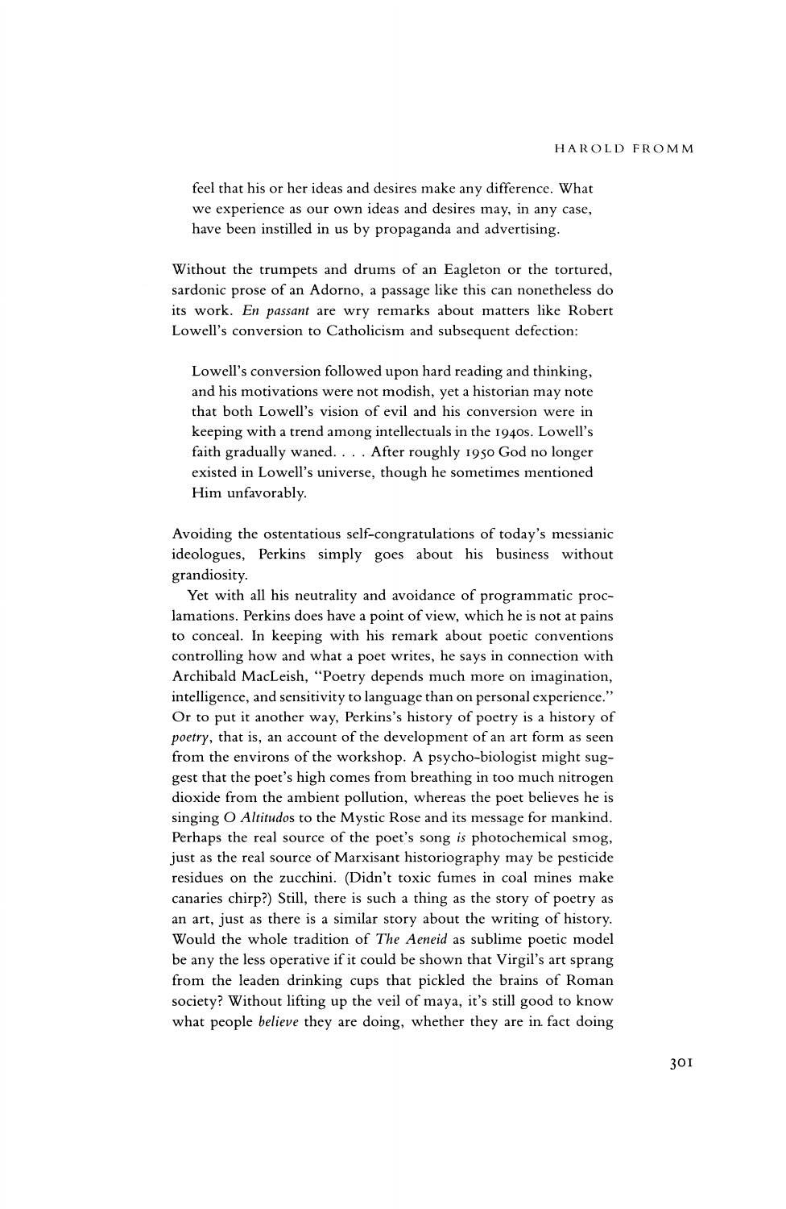feel that his or her ideas and desires make any difference. What we experience as our own ideas and desires may, in any case, have been instilled in us by propaganda and advertising.

Without the trumpets and drums of an Eagleton or the tortured, sardonic prose of an Adorno, a passage like this can nonetheless do its work. *En passant* are wry remarks about matters like Robert Lowell's conversion to Catholicism and subsequent defection:

> Lowell's conversion followed upon hard reading and thinking, and his motivations were not modish, yet a historian may note that both Lowell's vision of evil and his conversion were in keeping with a trend among intellectuals in the 1940s. Lowell's faith gradually waned. . . . After roughly 1950 God no longer existed in Lowell's universe, though he sometimes mentioned Him unfavorably.

Avoiding the ostentatious self-congratulations of today's messianic ideologues, Perkins simply goes about his business without grandiosity.

Yet with all his neutrality and avoidance of programmatic proclamations. Perkins does have a point of view, which he is not at pains to conceal. In keeping with his remark about poetic conventions controlling how and what a poet writes, he says in connection with Archibald MacLeish, "Poetry depends much more on imagination, intelligence, and sensitivity to language than on personal experience." Or to put it another way, Perkins's history of poetry is a history of *poetry*, that is, an account of the development of an art form as seen from the environs of the workshop. A psycho-biologist might suggest that the poet's high comes from breathing in too much nitrogen dioxide from the ambient pollution, whereas the poet believes he is singing *O Altitudo*s to the Mystic Rose and its message for mankind. Perhaps the real source of the poet's song *is* photochemical smog, just as the real source of Marxisant historiography may be pesticide residues on the zucchini. (Didn't toxic fumes in coal mines make canaries chirp?) Still, there is such a thing as the story of poetry as an art, just as there is a similar story about the writing of history. Would the whole tradition of *The Aeneid* as sublime poetic model be any the less operative if it could be shown that Virgil's art sprang from the leaden drinking cups that pickled the brains of Roman society? Without lifting up the veil of maya, it's still good to know what people *believe* they are doing, whether they are in fact doing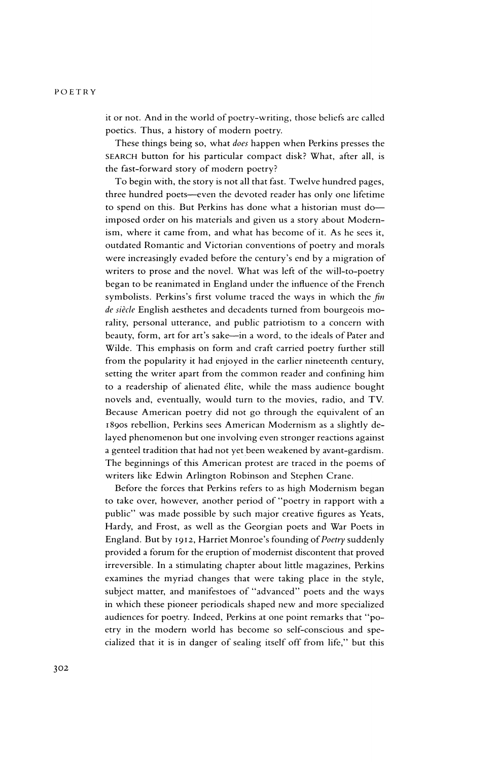it or not. And in the world of poetry-writing, those beliefs are called poetics. Thus, a history of modern poetry.

These things being so, what *does* happen when Perkins presses the SEARCH button for his particular compact disk? What, after all, is the fast-forward story of modern poetry?

To begin with, the story is not all that fast. Twelve hundred pages, three hundred poets—even the devoted reader has only one lifetime to spend on this. But Perkins has done what a historian must do—imposed order on his materials and given us a story about Modernism, where it came from, and what has become of it. As he sees it, outdated Romantic and Victorian conventions of poetry and morals were increasingly evaded before the century's end by a migration of writers to prose and the novel. What was left of the will-to-poetry began to be reanimated in England under the influence of the French symbolists. Perkins's first volume traced the ways in which the *fin de siècle* English aesthetes and decadents turned from bourgeois morality, personal utterance, and public patriotism to a concern with beauty, form, art for art's sake—in a word, to the ideals of Pater and Wilde. This emphasis on form and craft carried poetry further still from the popularity it had enjoyed in the earlier nineteenth century, setting the writer apart from the common reader and confining him to a readership of alienated élite, while the mass audience bought novels and, eventually, would turn to the movies, radio, and TV. Because American poetry did not go through the equivalent of an 1890s rebellion, Perkins sees American Modernism as a slightly delayed phenomenon but one involving even stronger reactions against a genteel tradition that had not yet been weakened by avant-gardism. The beginnings of this American protest are traced in the poems of writers like Edwin Arlington Robinson and Stephen Crane.

Before the forces that Perkins refers to as high Modernism began to take over, however, another period of "poetry in rapport with a public" was made possible by such major creative figures as Yeats, Hardy, and Frost, as well as the Georgian poets and War Poets in England. But by 1912, Harriet Monroe's founding of *Poetry* suddenly provided a forum for the eruption of modernist discontent that proved irreversible. In a stimulating chapter about little magazines, Perkins examines the myriad changes that were taking place in the style, subject matter, and manifestoes of "advanced" poets and the ways in which these pioneer periodicals shaped new and more specialized audiences for poetry. Indeed, Perkins at one point remarks that "poetry in the modern world has become so self-conscious and specialized that it is in danger of sealing itself off from life," but this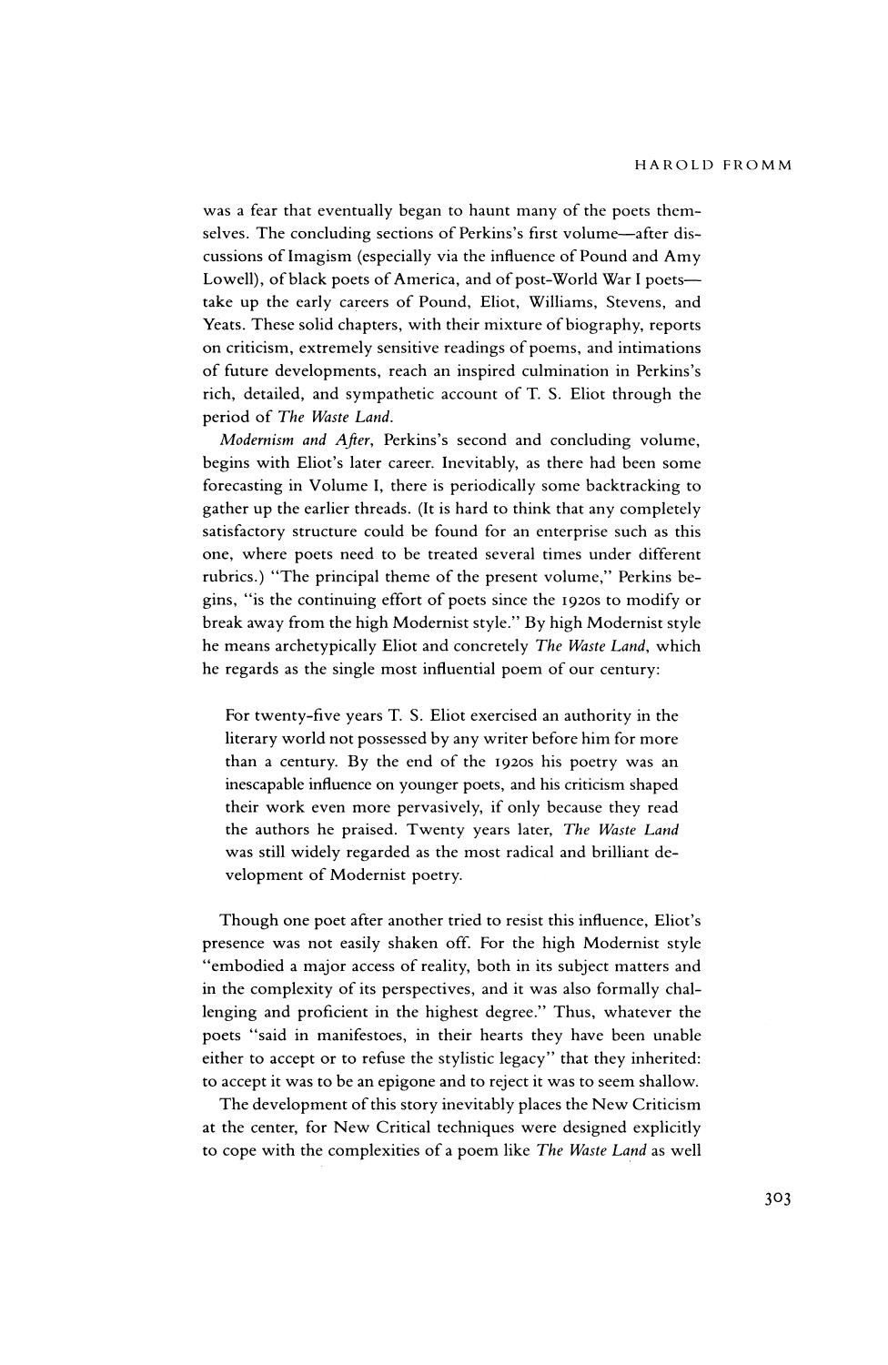was a fear that eventually began to haunt many of the poets themselves. The concluding sections of Perkins's first volume—after discussions of Imagism (especially via the influence of Pound and Amy Lowell), of black poets of America, and of post-World War I poets—take up the early careers of Pound, Eliot, Williams, Stevens, and Yeats. These solid chapters, with their mixture of biography, reports on criticism, extremely sensitive readings of poems, and intimations of future developments, reach an inspired culmination in Perkins's rich, detailed, and sympathetic account of T. S. Eliot through the period of *The Waste Land*.

*Modernism and After*, Perkins's second and concluding volume, begins with Eliot's later career. Inevitably, as there had been some forecasting in Volume I, there is periodically some backtracking to gather up the earlier threads. (It is hard to think that any completely satisfactory structure could be found for an enterprise such as this one, where poets need to be treated several times under different rubrics.) "The principal theme of the present volume," Perkins begins, "is the continuing effort of poets since the 1920s to modify or break away from the high Modernist style." By high Modernist style he means archetypically Eliot and concretely *The Waste Land*, which he regards as the single most influential poem of our century:

> For twenty-five years T. S. Eliot exercised an authority in the literary world not possessed by any writer before him for more than a century. By the end of the 1920s his poetry was an inescapable influence on younger poets, and his criticism shaped their work even more pervasively, if only because they read the authors he praised. Twenty years later, *The Waste Land* was still widely regarded as the most radical and brilliant development of Modernist poetry.

Though one poet after another tried to resist this influence, Eliot's presence was not easily shaken off. For the high Modernist style "embodied a major access of reality, both in its subject matters and in the complexity of its perspectives, and it was also formally challenging and proficient in the highest degree." Thus, whatever the poets "said in manifestoes, in their hearts they have been unable either to accept or to refuse the stylistic legacy" that they inherited: to accept it was to be an epigone and to reject it was to seem shallow.

The development of this story inevitably places the New Criticism at the center, for New Critical techniques were designed explicitly to cope with the complexities of a poem like *The Waste Land* as well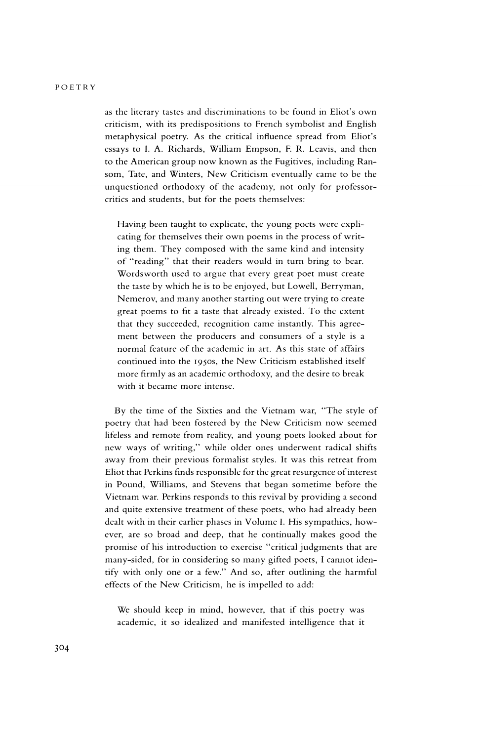as the literary tastes and discriminations to be found in Eliot's own criticism, with its predispositions to French symbolist and English metaphysical poetry. As the critical influence spread from Eliot's essays to I. A. Richards, William Empson, F. R. Leavis, and then to the American group now known as the Fugitives, including Ransom, Tate, and Winters, New Criticism eventually came to be the unquestioned orthodoxy of the academy, not only for professor-critics and students, but for the poets themselves:

> Having been taught to explicate, the young poets were explicating for themselves their own poems in the process of writing them. They composed with the same kind and intensity of "reading" that their readers would in turn bring to bear. Wordsworth used to argue that every great poet must create the taste by which he is to be enjoyed, but Lowell, Berryman, Nemerov, and many another starting out were trying to create great poems to fit a taste that already existed. To the extent that they succeeded, recognition came instantly. This agreement between the producers and consumers of a style is a normal feature of the academic in art. As this state of affairs continued into the 1950s, the New Criticism established itself more firmly as an academic orthodoxy, and the desire to break with it became more intense.

By the time of the Sixties and the Vietnam war, "The style of poetry that had been fostered by the New Criticism now seemed lifeless and remote from reality, and young poets looked about for new ways of writing," while older ones underwent radical shifts away from their previous formalist styles. It was this retreat from Eliot that Perkins finds responsible for the great resurgence of interest in Pound, Williams, and Stevens that began sometime before the Vietnam war. Perkins responds to this revival by providing a second and quite extensive treatment of these poets, who had already been dealt with in their earlier phases in Volume I. His sympathies, however, are so broad and deep, that he continually makes good the promise of his introduction to exercise "critical judgments that are many-sided, for in considering so many gifted poets, I cannot identify with only one or a few." And so, after outlining the harmful effects of the New Criticism, he is impelled to add:

> We should keep in mind, however, that if this poetry was academic, it so idealized and manifested intelligence that it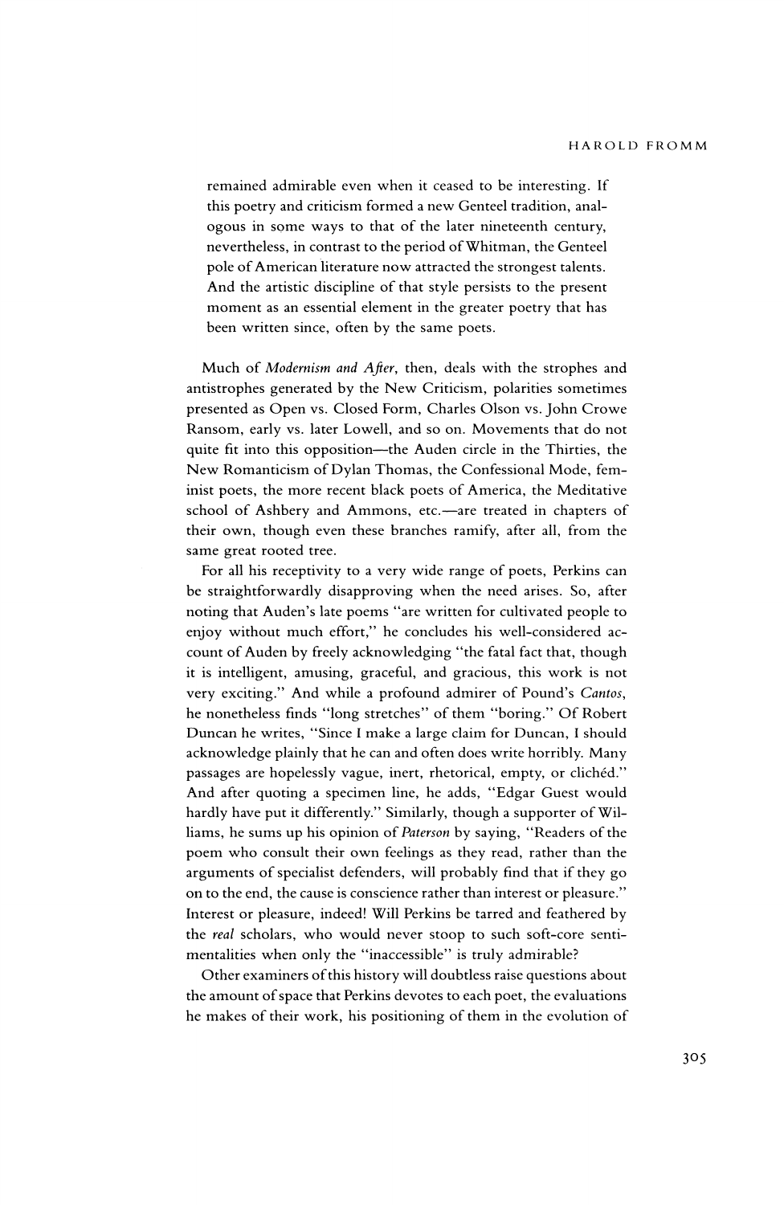> remained admirable even when it ceased to be interesting. If this poetry and criticism formed a new Genteel tradition, analogous in some ways to that of the later nineteenth century, nevertheless, in contrast to the period of Whitman, the Genteel pole of American literature now attracted the strongest talents. And the artistic discipline of that style persists to the present moment as an essential element in the greater poetry that has been written since, often by the same poets.

Much of *Modernism and After*, then, deals with the strophes and antistrophes generated by the New Criticism, polarities sometimes presented as Open vs. Closed Form, Charles Olson vs. John Crowe Ransom, early vs. later Lowell, and so on. Movements that do not quite fit into this opposition—the Auden circle in the Thirties, the New Romanticism of Dylan Thomas, the Confessional Mode, feminist poets, the more recent black poets of America, the Meditative school of Ashbery and Ammons, etc.—are treated in chapters of their own, though even these branches ramify, after all, from the same great rooted tree.

For all his receptivity to a very wide range of poets, Perkins can be straightforwardly disapproving when the need arises. So, after noting that Auden's late poems "are written for cultivated people to enjoy without much effort," he concludes his well-considered account of Auden by freely acknowledging "the fatal fact that, though it is intelligent, amusing, graceful, and gracious, this work is not very exciting." And while a profound admirer of Pound's *Cantos*, he nonetheless finds "long stretches" of them "boring." Of Robert Duncan he writes, "Since I make a large claim for Duncan, I should acknowledge plainly that he can and often does write horribly. Many passages are hopelessly vague, inert, rhetorical, empty, or clichéd." And after quoting a specimen line, he adds, "Edgar Guest would hardly have put it differently." Similarly, though a supporter of Williams, he sums up his opinion of *Paterson* by saying, "Readers of the poem who consult their own feelings as they read, rather than the arguments of specialist defenders, will probably find that if they go on to the end, the cause is conscience rather than interest or pleasure." Interest or pleasure, indeed! Will Perkins be tarred and feathered by the *real* scholars, who would never stoop to such soft-core sentimentalities when only the "inaccessible" is truly admirable?

Other examiners of this history will doubtless raise questions about the amount of space that Perkins devotes to each poet, the evaluations he makes of their work, his positioning of them in the evolution of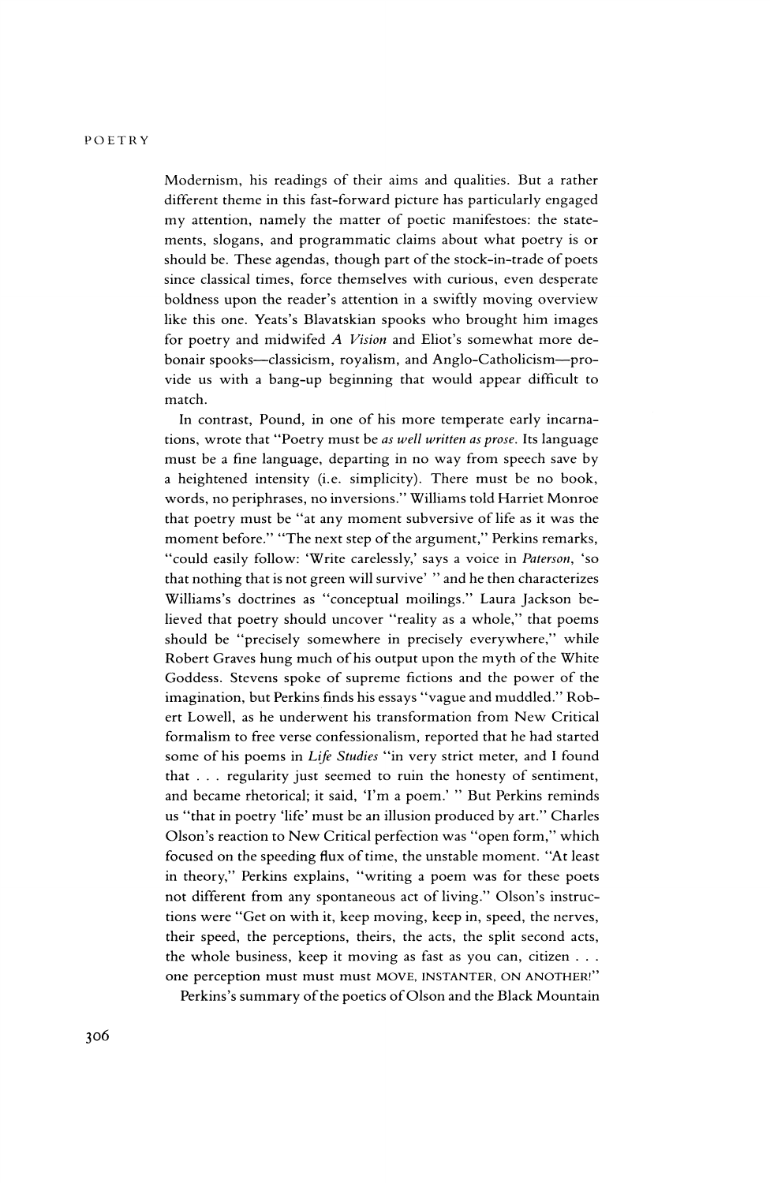Modernism, his readings of their aims and qualities. But a rather different theme in this fast-forward picture has particularly engaged my attention, namely the matter of poetic manifestoes: the statements, slogans, and programmatic claims about what poetry is or should be. These agendas, though part of the stock-in-trade of poets since classical times, force themselves with curious, even desperate boldness upon the reader's attention in a swiftly moving overview like this one. Yeats's Blavatskian spooks who brought him images for poetry and midwifed *A Vision* and Eliot's somewhat more debonair spooks—classicism, royalism, and Anglo-Catholicism—provide us with a bang-up beginning that would appear difficult to match.

In contrast, Pound, in one of his more temperate early incarnations, wrote that "Poetry must be *as well written as prose*. Its language must be a fine language, departing in no way from speech save by a heightened intensity (i.e. simplicity). There must be no book, words, no periphrases, no inversions." Williams told Harriet Monroe that poetry must be "at any moment subversive of life as it was the moment before." "The next step of the argument," Perkins remarks, "could easily follow: 'Write carelessly,' says a voice in *Paterson*, 'so that nothing that is not green will survive' " and he then characterizes Williams's doctrines as "conceptual moilings." Laura Jackson believed that poetry should uncover "reality as a whole," that poems should be "precisely somewhere in precisely everywhere," while Robert Graves hung much of his output upon the myth of the White Goddess. Stevens spoke of supreme fictions and the power of the imagination, but Perkins finds his essays "vague and muddled." Robert Lowell, as he underwent his transformation from New Critical formalism to free verse confessionalism, reported that he had started some of his poems in *Life Studies* "in very strict meter, and I found that . . . regularity just seemed to ruin the honesty of sentiment, and became rhetorical; it said, 'I'm a poem.' " But Perkins reminds us "that in poetry 'life' must be an illusion produced by art." Charles Olson's reaction to New Critical perfection was "open form," which focused on the speeding flux of time, the unstable moment. "At least in theory," Perkins explains, "writing a poem was for these poets not different from any spontaneous act of living." Olson's instructions were "Get on with it, keep moving, keep in, speed, the nerves, their speed, the perceptions, theirs, the acts, the split second acts, the whole business, keep it moving as fast as you can, citizen . . . one perception must must must MOVE, INSTANTER, ON ANOTHER!"

Perkins's summary of the poetics of Olson and the Black Mountain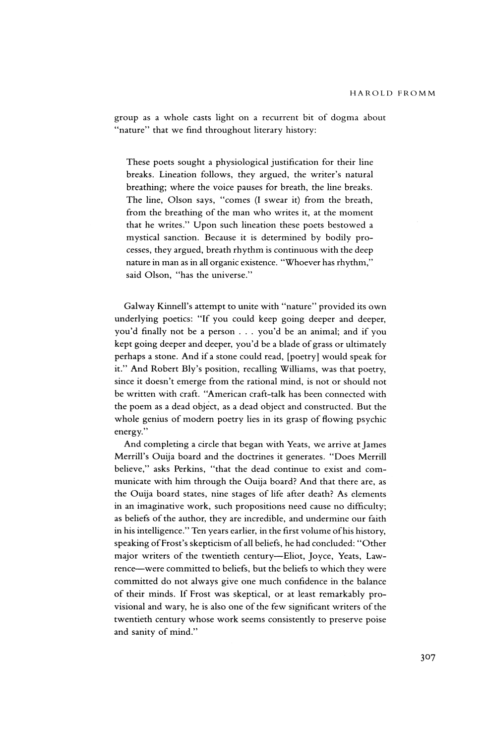group as a whole casts light on a recurrent bit of dogma about "nature" that we find throughout literary history:

> These poets sought a physiological justification for their line breaks. Lineation follows, they argued, the writer's natural breathing; where the voice pauses for breath, the line breaks. The line, Olson says, "comes (I swear it) from the breath, from the breathing of the man who writes it, at the moment that he writes." Upon such lineation these poets bestowed a mystical sanction. Because it is determined by bodily processes, they argued, breath rhythm is continuous with the deep nature in man as in all organic existence. "Whoever has rhythm," said Olson, "has the universe."

Galway Kinnell's attempt to unite with "nature" provided its own underlying poetics: "If you could keep going deeper and deeper, you'd finally not be a person . . . you'd be an animal; and if you kept going deeper and deeper, you'd be a blade of grass or ultimately perhaps a stone. And if a stone could read, [poetry] would speak for it." And Robert Bly's position, recalling Williams, was that poetry, since it doesn't emerge from the rational mind, is not or should not be written with craft. "American craft-talk has been connected with the poem as a dead object, as a dead object and constructed. But the whole genius of modern poetry lies in its grasp of flowing psychic energy."

And completing a circle that began with Yeats, we arrive at James Merrill's Ouija board and the doctrines it generates. "Does Merrill believe," asks Perkins, "that the dead continue to exist and communicate with him through the Ouija board? And that there are, as the Ouija board states, nine stages of life after death? As elements in an imaginative work, such propositions need cause no difficulty; as beliefs of the author, they are incredible, and undermine our faith in his intelligence." Ten years earlier, in the first volume of his history, speaking of Frost's skepticism of all beliefs, he had concluded: "Other major writers of the twentieth century—Eliot, Joyce, Yeats, Lawrence—were committed to beliefs, but the beliefs to which they were committed do not always give one much confidence in the balance of their minds. If Frost was skeptical, or at least remarkably provisional and wary, he is also one of the few significant writers of the twentieth century whose work seems consistently to preserve poise and sanity of mind."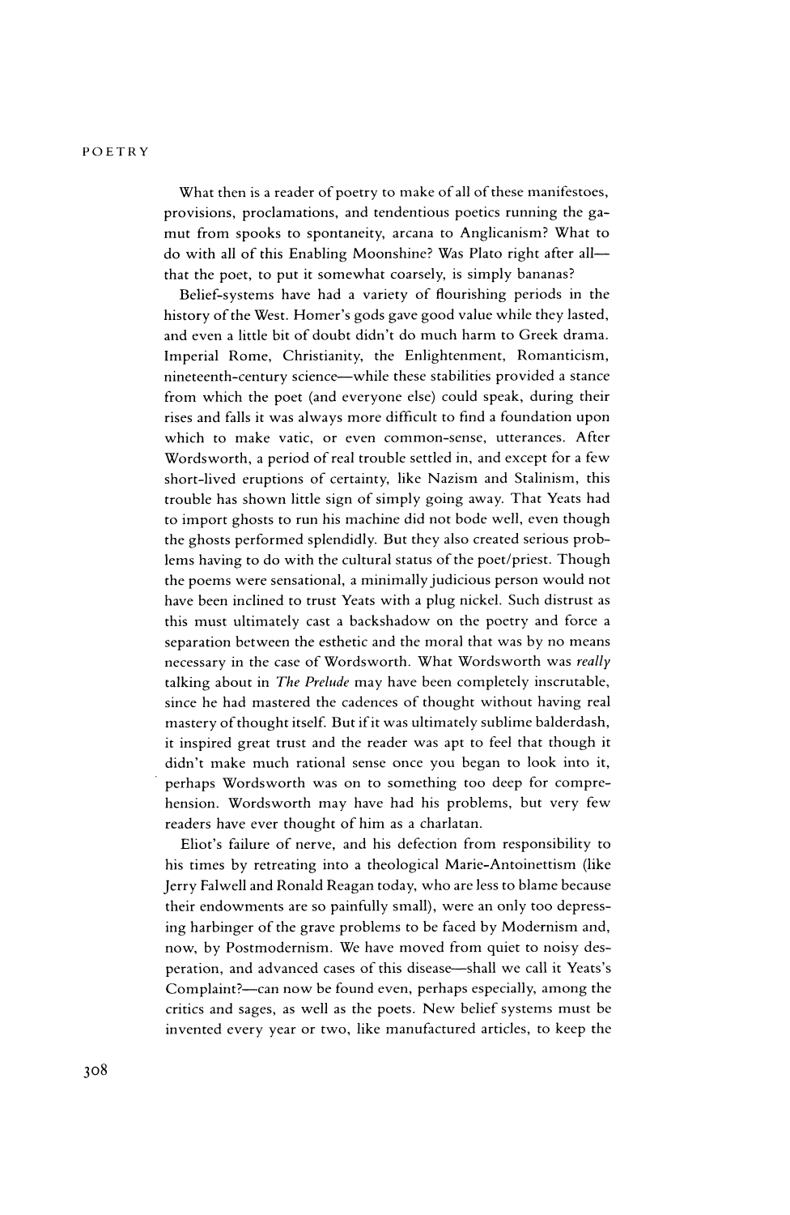What then is a reader of poetry to make of all of these manifestoes, provisions, proclamations, and tendentious poetics running the gamut from spooks to spontaneity, arcana to Anglicanism? What to do with all of this Enabling Moonshine? Was Plato right after all—that the poet, to put it somewhat coarsely, is simply bananas?

Belief-systems have had a variety of flourishing periods in the history of the West. Homer's gods gave good value while they lasted, and even a little bit of doubt didn't do much harm to Greek drama. Imperial Rome, Christianity, the Enlightenment, Romanticism, nineteenth-century science—while these stabilities provided a stance from which the poet (and everyone else) could speak, during their rises and falls it was always more difficult to find a foundation upon which to make vatic, or even common-sense, utterances. After Wordsworth, a period of real trouble settled in, and except for a few short-lived eruptions of certainty, like Nazism and Stalinism, this trouble has shown little sign of simply going away. That Yeats had to import ghosts to run his machine did not bode well, even though the ghosts performed splendidly. But they also created serious problems having to do with the cultural status of the poet/priest. Though the poems were sensational, a minimally judicious person would not have been inclined to trust Yeats with a plug nickel. Such distrust as this must ultimately cast a backshadow on the poetry and force a separation between the esthetic and the moral that was by no means necessary in the case of Wordsworth. What Wordsworth was *really* talking about in *The Prelude* may have been completely inscrutable, since he had mastered the cadences of thought without having real mastery of thought itself. But if it was ultimately sublime balderdash, it inspired great trust and the reader was apt to feel that though it didn't make much rational sense once you began to look into it, perhaps Wordsworth was on to something too deep for comprehension. Wordsworth may have had his problems, but very few readers have ever thought of him as a charlatan.

Eliot's failure of nerve, and his defection from responsibility to his times by retreating into a theological Marie-Antoinettism (like Jerry Falwell and Ronald Reagan today, who are less to blame because their endowments are so painfully small), were an only too depressing harbinger of the grave problems to be faced by Modernism and, now, by Postmodernism. We have moved from quiet to noisy desperation, and advanced cases of this disease—shall we call it Yeats's Complaint?—can now be found even, perhaps especially, among the critics and sages, as well as the poets. New belief systems must be invented every year or two, like manufactured articles, to keep the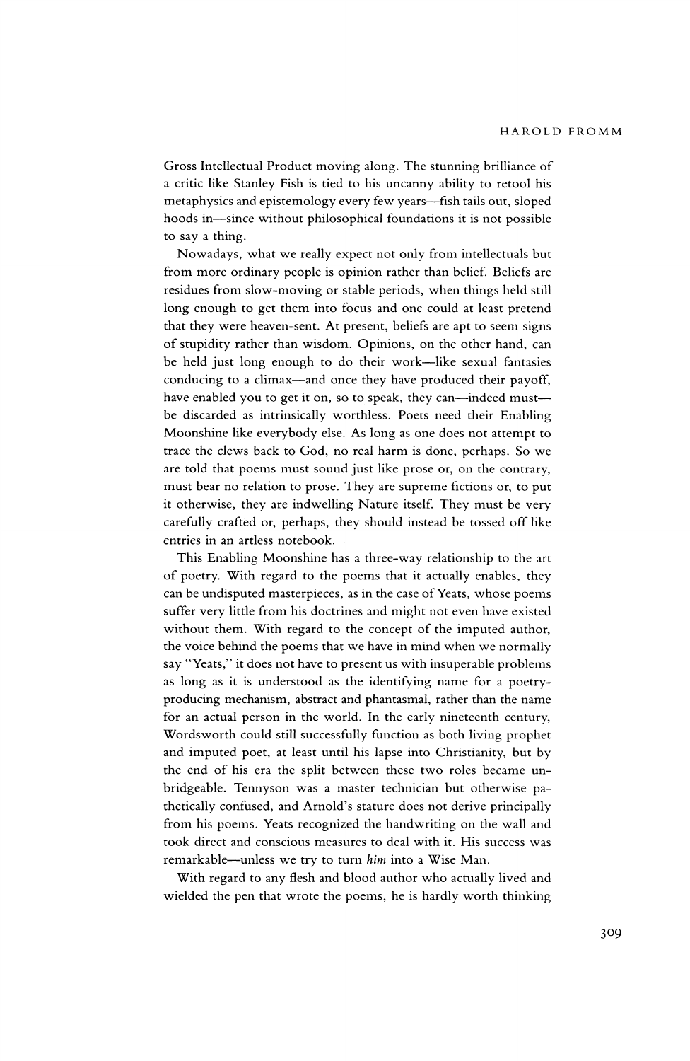Gross Intellectual Product moving along. The stunning brilliance of a critic like Stanley Fish is tied to his uncanny ability to retool his metaphysics and epistemology every few years—fish tails out, sloped hoods in—since without philosophical foundations it is not possible to say a thing.

Nowadays, what we really expect not only from intellectuals but from more ordinary people is opinion rather than belief. Beliefs are residues from slow-moving or stable periods, when things held still long enough to get them into focus and one could at least pretend that they were heaven-sent. At present, beliefs are apt to seem signs of stupidity rather than wisdom. Opinions, on the other hand, can be held just long enough to do their work—like sexual fantasies conducing to a climax—and once they have produced their payoff, have enabled you to get it on, so to speak, they can—indeed must—be discarded as intrinsically worthless. Poets need their Enabling Moonshine like everybody else. As long as one does not attempt to trace the clews back to God, no real harm is done, perhaps. So we are told that poems must sound just like prose or, on the contrary, must bear no relation to prose. They are supreme fictions or, to put it otherwise, they are indwelling Nature itself. They must be very carefully crafted or, perhaps, they should instead be tossed off like entries in an artless notebook.

This Enabling Moonshine has a three-way relationship to the art of poetry. With regard to the poems that it actually enables, they can be undisputed masterpieces, as in the case of Yeats, whose poems suffer very little from his doctrines and might not even have existed without them. With regard to the concept of the imputed author, the voice behind the poems that we have in mind when we normally say "Yeats," it does not have to present us with insuperable problems as long as it is understood as the identifying name for a poetry-producing mechanism, abstract and phantasmal, rather than the name for an actual person in the world. In the early nineteenth century, Wordsworth could still successfully function as both living prophet and imputed poet, at least until his lapse into Christianity, but by the end of his era the split between these two roles became unbridgeable. Tennyson was a master technician but otherwise pathetically confused, and Arnold's stature does not derive principally from his poems. Yeats recognized the handwriting on the wall and took direct and conscious measures to deal with it. His success was remarkable—unless we try to turn *him* into a Wise Man.

With regard to any flesh and blood author who actually lived and wielded the pen that wrote the poems, he is hardly worth thinking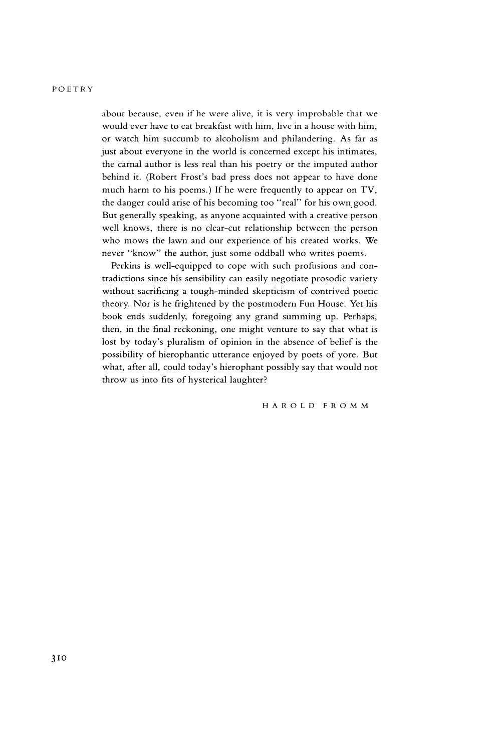about because, even if he were alive, it is very improbable that we would ever have to eat breakfast with him, live in a house with him, or watch him succumb to alcoholism and philandering. As far as just about everyone in the world is concerned except his intimates, the carnal author is less real than his poetry or the imputed author behind it. (Robert Frost's bad press does not appear to have done much harm to his poems.) If he were frequently to appear on TV, the danger could arise of his becoming too "real" for his own good. But generally speaking, as anyone acquainted with a creative person well knows, there is no clear-cut relationship between the person who mows the lawn and our experience of his created works. We never "know" the author, just some oddball who writes poems.

Perkins is well-equipped to cope with such profusions and contradictions since his sensibility can easily negotiate prosodic variety without sacrificing a tough-minded skepticism of contrived poetic theory. Nor is he frightened by the postmodern Fun House. Yet his book ends suddenly, foregoing any grand summing up. Perhaps, then, in the final reckoning, one might venture to say that what is lost by today's pluralism of opinion in the absence of belief is the possibility of hierophantic utterance enjoyed by poets of yore. But what, after all, could today's hierophant possibly say that would not throw us into fits of hysterical laughter?

HAROLD FROMM